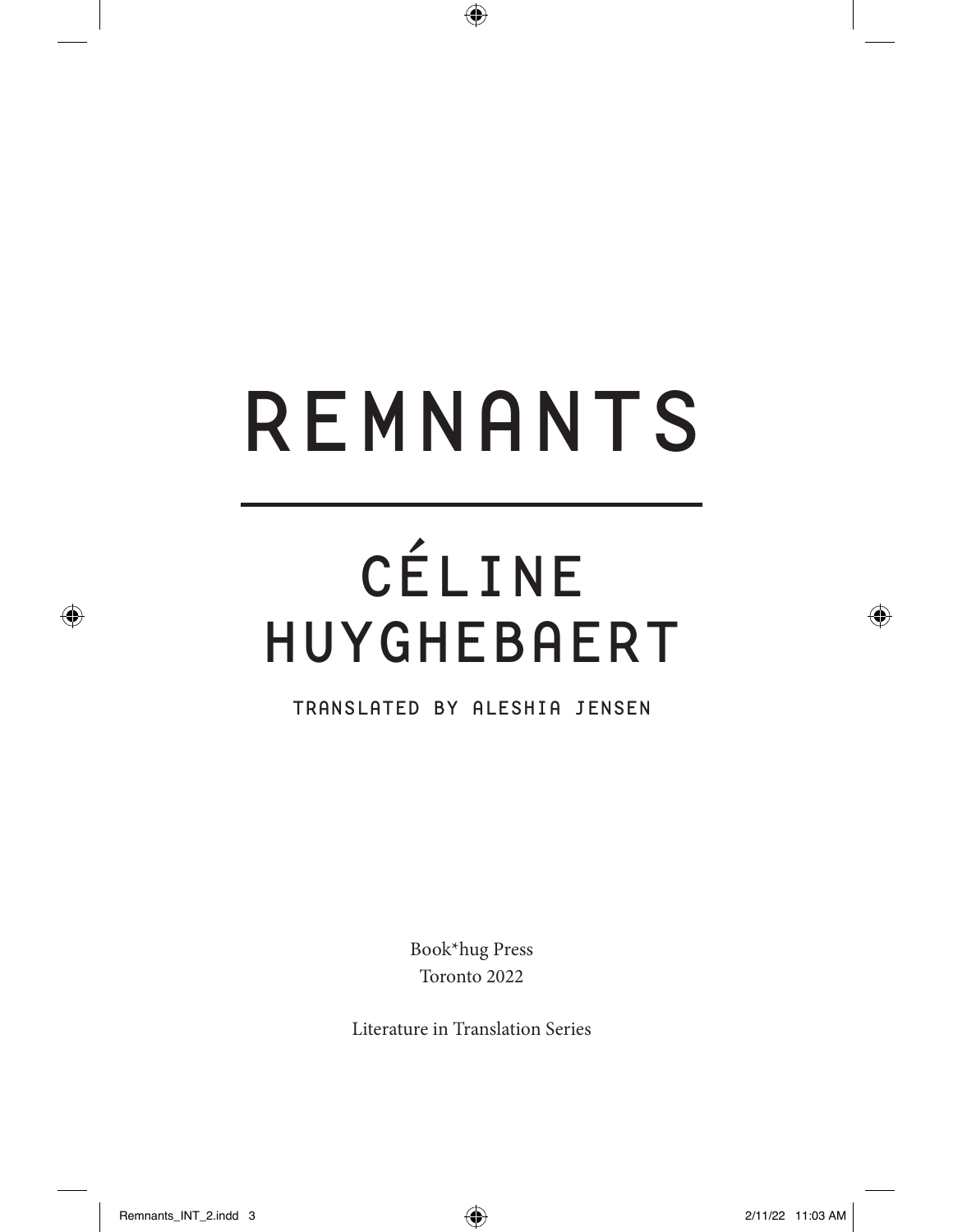# REMNANTS

## CÉLINE HUYGHEBAERT

TRANSLATED BY ALESHIA JENSEN

Book*hug Press
Toronto 2022

Literature in Translation Series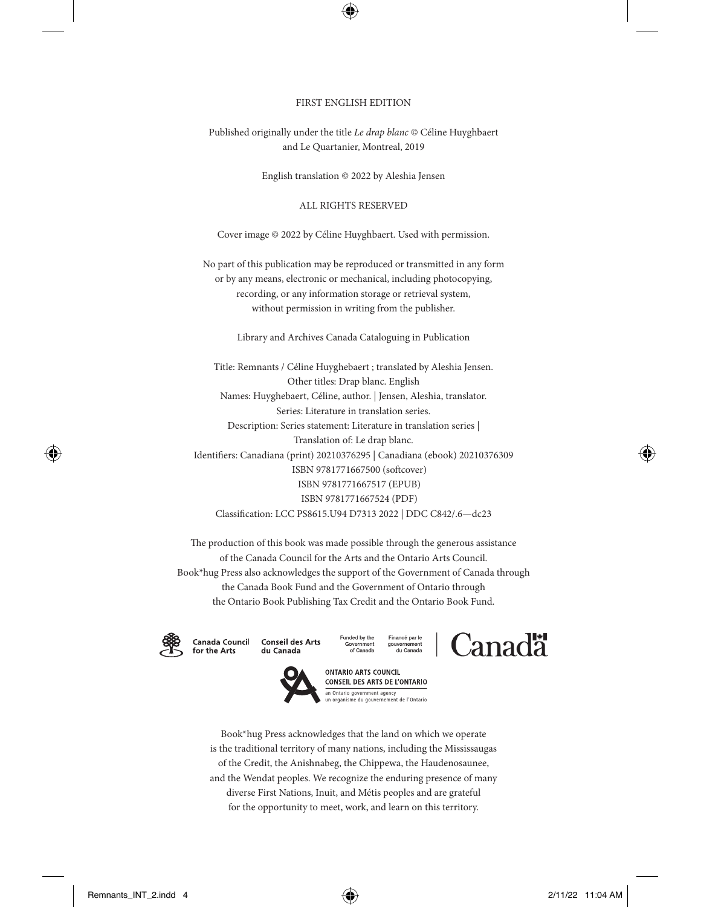FIRST ENGLISH EDITION

Published originally under the title *Le drap blanc* © Céline Huyghbaert and Le Quartanier, Montreal, 2019

English translation © 2022 by Aleshia Jensen

ALL RIGHTS RESERVED

Cover image © 2022 by Céline Huyghbaert. Used with permission.

No part of this publication may be reproduced or transmitted in any form or by any means, electronic or mechanical, including photocopying, recording, or any information storage or retrieval system, without permission in writing from the publisher.

Library and Archives Canada Cataloguing in Publication

Title: Remnants / Céline Huyghebaert ; translated by Aleshia Jensen.
Other titles: Drap blanc. English
Names: Huyghebaert, Céline, author. | Jensen, Aleshia, translator.
Series: Literature in translation series.
Description: Series statement: Literature in translation series | Translation of: Le drap blanc.
Identifiers: Canadiana (print) 20210376295 | Canadiana (ebook) 20210376309
ISBN 9781771667500 (softcover)
ISBN 9781771667517 (EPUB)
ISBN 9781771667524 (PDF)
Classification: LCC PS8615.U94 D7313 2022 | DDC C842/.6—dc23

The production of this book was made possible through the generous assistance of the Canada Council for the Arts and the Ontario Arts Council. Book*hug Press also acknowledges the support of the Government of Canada through the Canada Book Fund and the Government of Ontario through the Ontario Book Publishing Tax Credit and the Ontario Book Fund.

Canada Council for the Arts | Conseil des Arts du Canada

Funded by the Government of Canada | Financé par le gouvernement du Canada | Canada

ONTARIO ARTS COUNCIL
CONSEIL DES ARTS DE L'ONTARIO
an Ontario government agency
un organisme du gouvernement de l'Ontario

Book*hug Press acknowledges that the land on which we operate is the traditional territory of many nations, including the Mississaugas of the Credit, the Anishnabeg, the Chippewa, the Haudenosaunee, and the Wendat peoples. We recognize the enduring presence of many diverse First Nations, Inuit, and Métis peoples and are grateful for the opportunity to meet, work, and learn on this territory.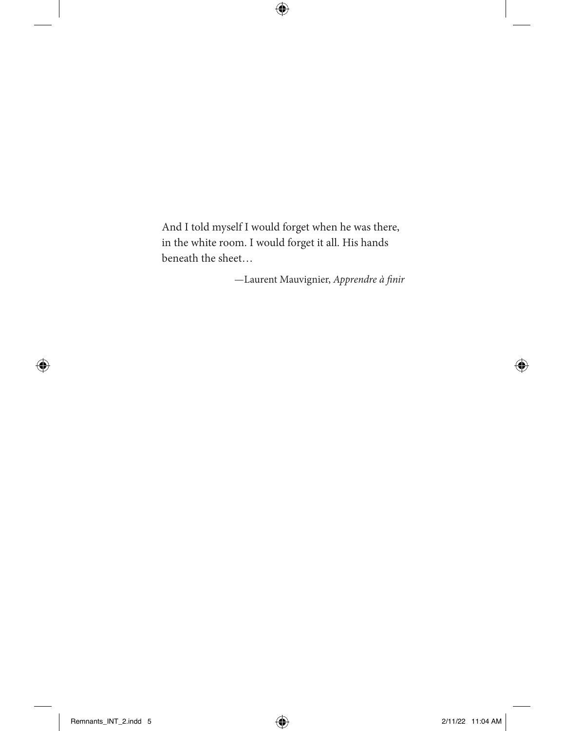And I told myself I would forget when he was there, in the white room. I would forget it all. His hands beneath the sheet…

—Laurent Mauvignier, *Apprendre à finir*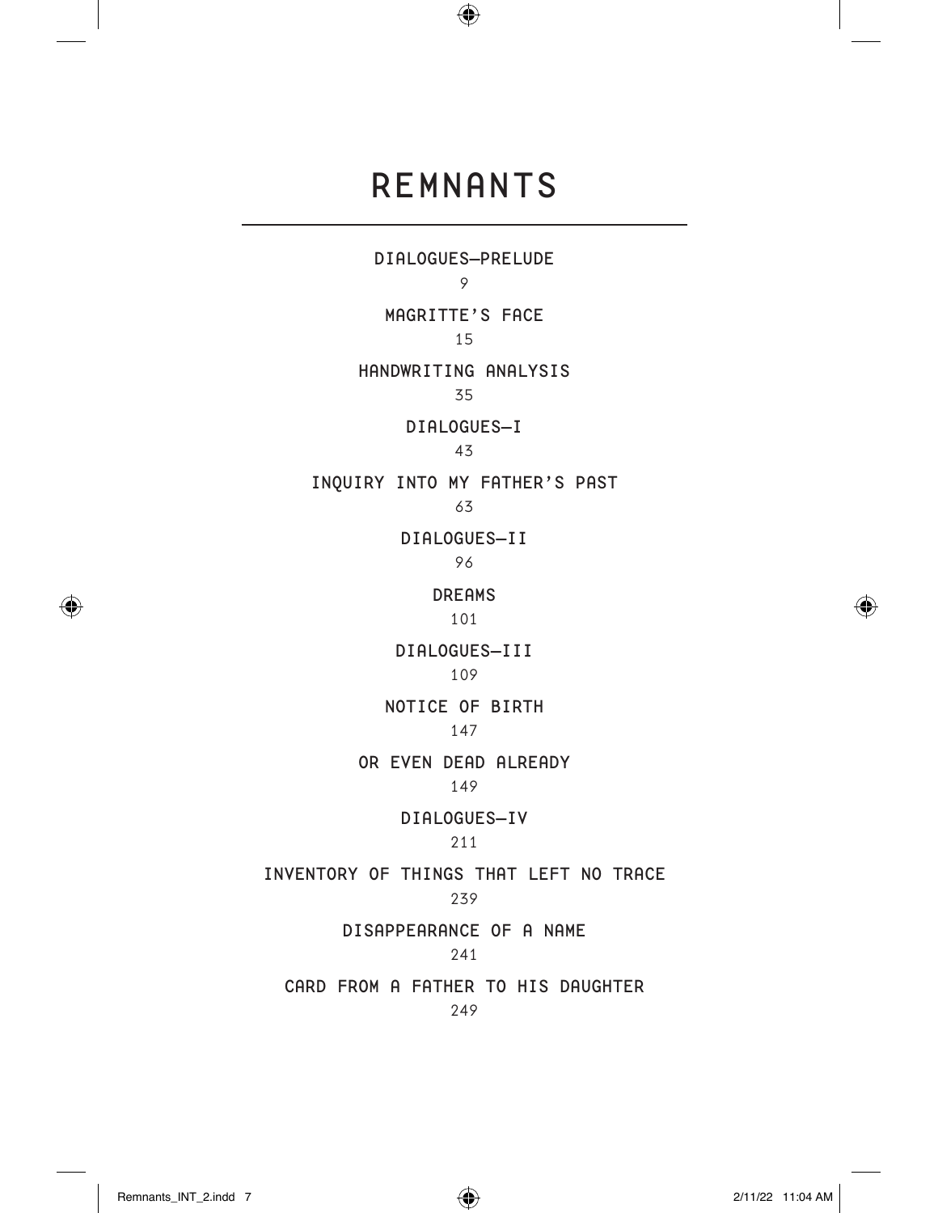# REMNANTS

DIALOGUES—PRELUDE
9

MAGRITTE'S FACE
15

HANDWRITING ANALYSIS
35

DIALOGUES—I
43

INQUIRY INTO MY FATHER'S PAST
63

DIALOGUES—II
96

DREAMS
101

DIALOGUES—III
109

NOTICE OF BIRTH
147

OR EVEN DEAD ALREADY
149

DIALOGUES—IV
211

INVENTORY OF THINGS THAT LEFT NO TRACE
239

DISAPPEARANCE OF A NAME
241

CARD FROM A FATHER TO HIS DAUGHTER
249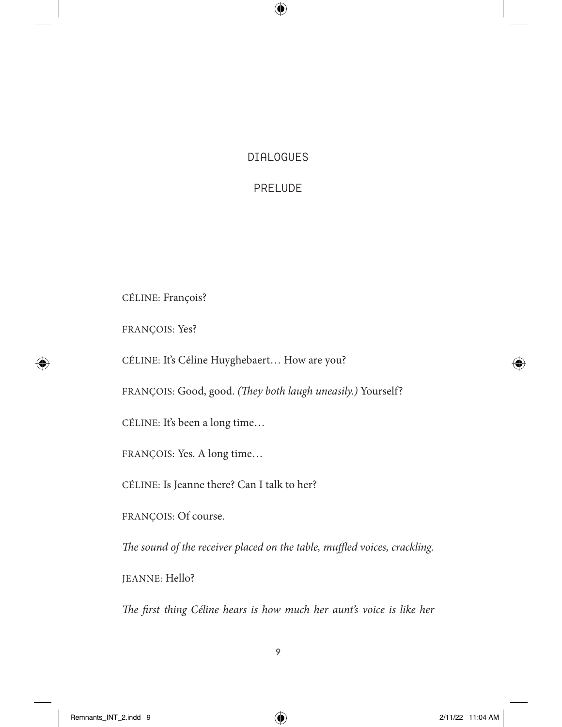## DIALOGUES

### PRELUDE

CÉLINE: François?

FRANÇOIS: Yes?

CÉLINE: It's Céline Huyghebaert… How are you?

FRANÇOIS: Good, good. *(They both laugh uneasily.)* Yourself?

CÉLINE: It's been a long time…

FRANÇOIS: Yes. A long time…

CÉLINE: Is Jeanne there? Can I talk to her?

FRANÇOIS: Of course.

*The sound of the receiver placed on the table, muffled voices, crackling.*

JEANNE: Hello?

*The first thing Céline hears is how much her aunt's voice is like her*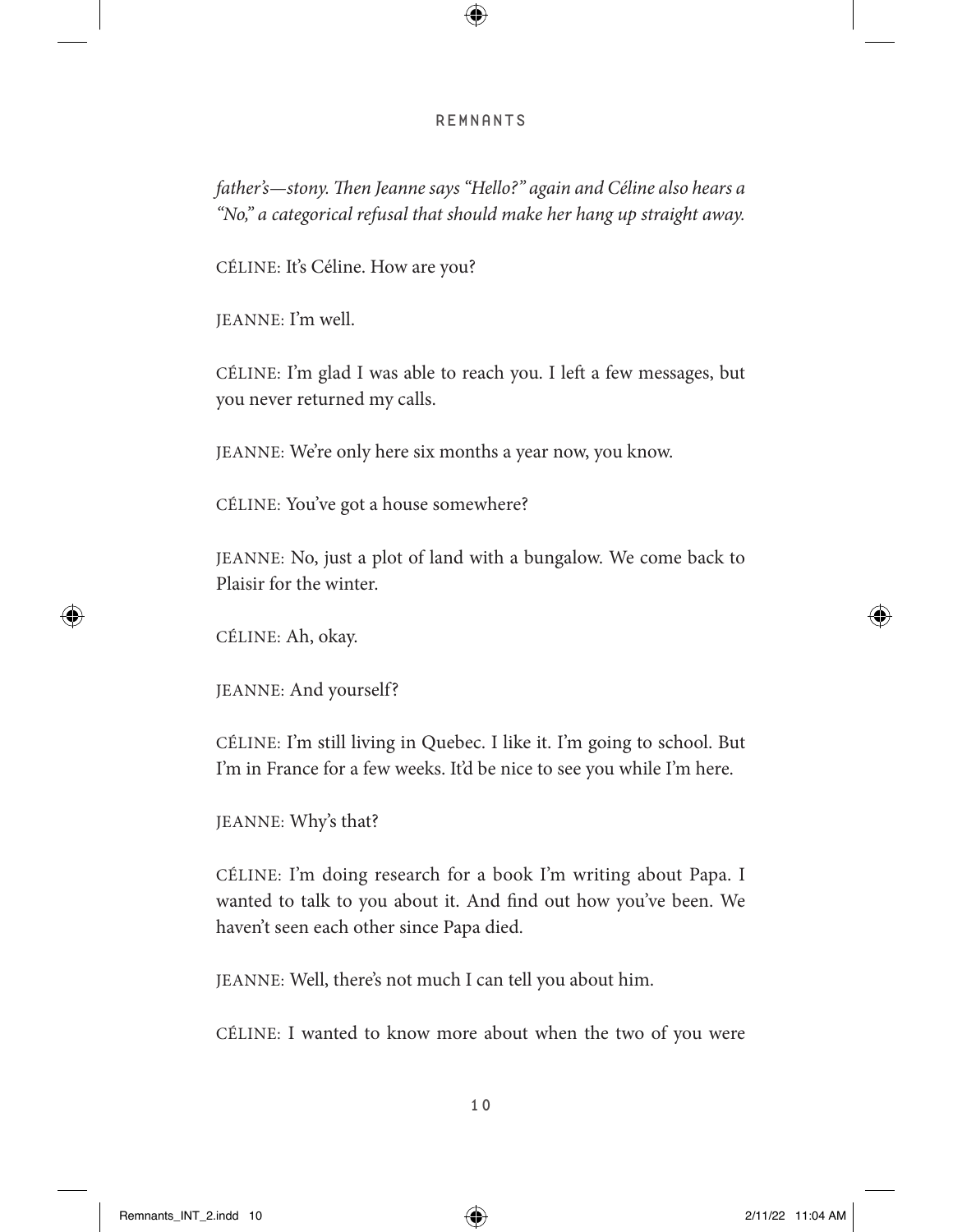*father's—stony. Then Jeanne says "Hello?" again and Céline also hears a "No," a categorical refusal that should make her hang up straight away.*

CÉLINE: It's Céline. How are you?

JEANNE: I'm well.

CÉLINE: I'm glad I was able to reach you. I left a few messages, but you never returned my calls.

JEANNE: We're only here six months a year now, you know.

CÉLINE: You've got a house somewhere?

JEANNE: No, just a plot of land with a bungalow. We come back to Plaisir for the winter.

CÉLINE: Ah, okay.

JEANNE: And yourself?

CÉLINE: I'm still living in Quebec. I like it. I'm going to school. But I'm in France for a few weeks. It'd be nice to see you while I'm here.

JEANNE: Why's that?

CÉLINE: I'm doing research for a book I'm writing about Papa. I wanted to talk to you about it. And find out how you've been. We haven't seen each other since Papa died.

JEANNE: Well, there's not much I can tell you about him.

CÉLINE: I wanted to know more about when the two of you were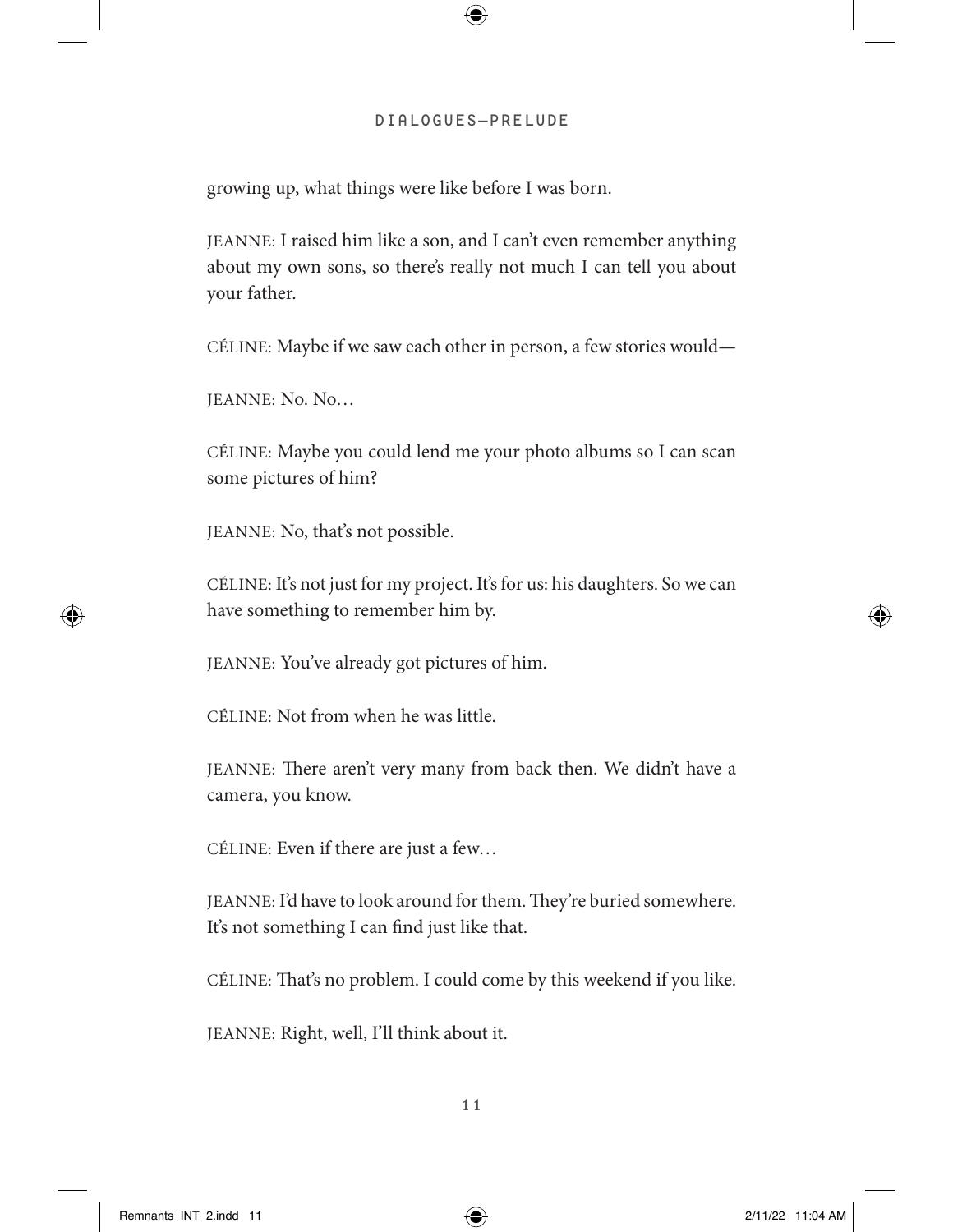growing up, what things were like before I was born.

JEANNE: I raised him like a son, and I can't even remember anything about my own sons, so there's really not much I can tell you about your father.

CÉLINE: Maybe if we saw each other in person, a few stories would—

JEANNE: No. No…

CÉLINE: Maybe you could lend me your photo albums so I can scan some pictures of him?

JEANNE: No, that's not possible.

CÉLINE: It's not just for my project. It's for us: his daughters. So we can have something to remember him by.

JEANNE: You've already got pictures of him.

CÉLINE: Not from when he was little.

JEANNE: There aren't very many from back then. We didn't have a camera, you know.

CÉLINE: Even if there are just a few…

JEANNE: I'd have to look around for them. They're buried somewhere. It's not something I can find just like that.

CÉLINE: That's no problem. I could come by this weekend if you like.

JEANNE: Right, well, I'll think about it.